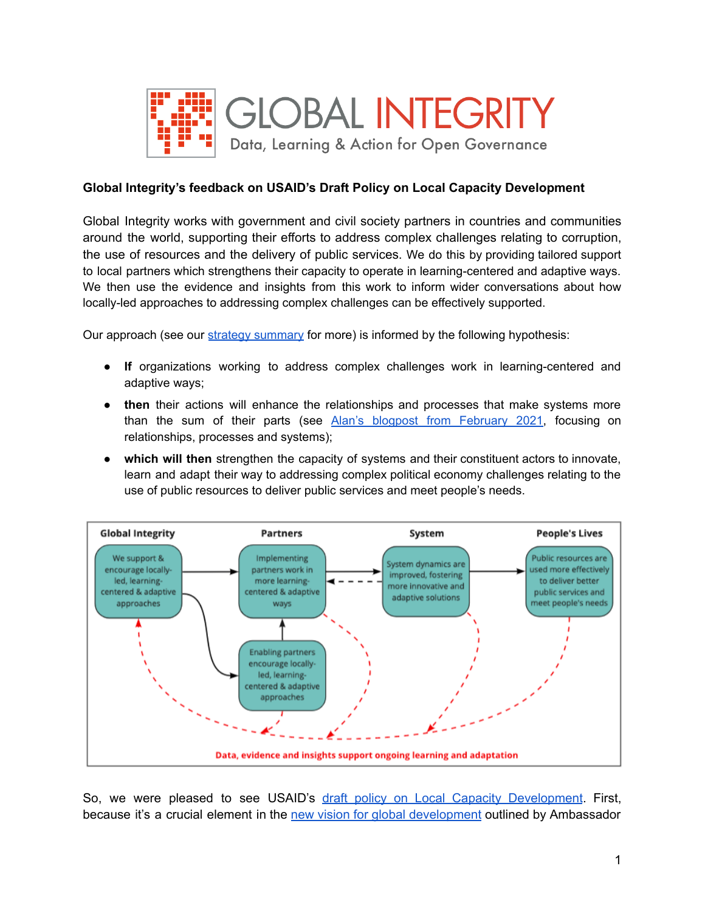# GLOBAL INTEGRITY

Data, Learning & Action for Open Governance

**Global Integrity's feedback on USAID's Draft Policy on Local Capacity Development**

Global Integrity works with government and civil society partners in countries and communities around the world, supporting their efforts to address complex challenges relating to corruption, the use of resources and the delivery of public services. We do this by providing tailored support to local partners which strengthens their capacity to operate in learning-centered and adaptive ways. We then use the evidence and insights from this work to inform wider conversations about how locally-led approaches to addressing complex challenges can be effectively supported.

Our approach (see our [strategy summary]() for more) is informed by the following hypothesis:

- **If** organizations working to address complex challenges work in learning-centered and adaptive ways;
- **then** their actions will enhance the relationships and processes that make systems more than the sum of their parts (see [Alan's blogpost from February 2021](), focusing on relationships, processes and systems);
- **which will then** strengthen the capacity of systems and their constituent actors to innovate, learn and adapt their way to addressing complex political economy challenges relating to the use of public resources to deliver public services and meet people's needs.

| Global Integrity | Partners | System | People's Lives |
|---|---|---|---|
| We support & encourage locally-led, learning-centered & adaptive approaches | Implementing partners work in more learning-centered & adaptive ways | System dynamics are improved, fostering more innovative and adaptive solutions | Public resources are used more effectively to deliver better public services and meet people's needs |
| | Enabling partners encourage locally-led, learning-centered & adaptive approaches | | |

Data, evidence and insights support ongoing learning and adaptation

So, we were pleased to see USAID's [draft policy on Local Capacity Development](). First, because it's a crucial element in the [new vision for global development]() outlined by Ambassador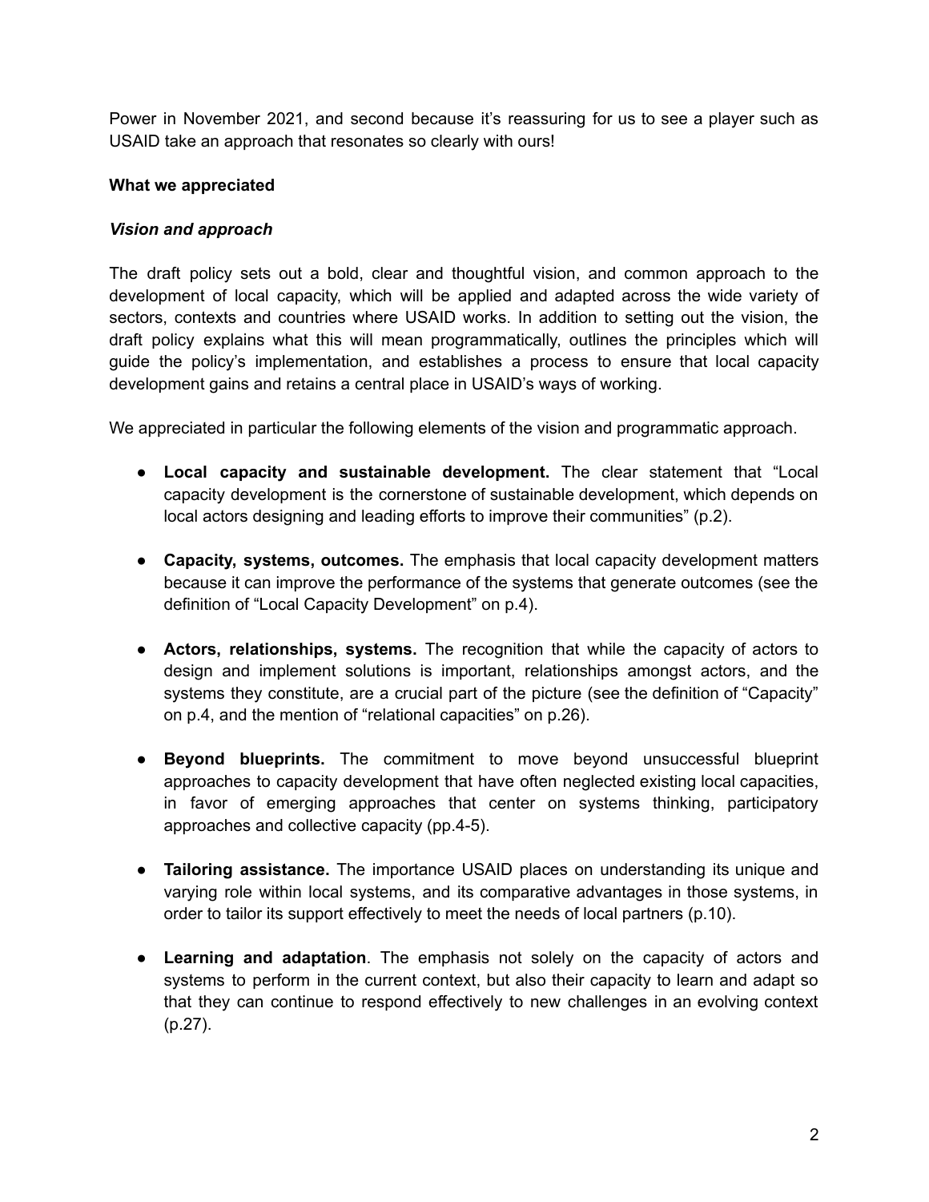Power in November 2021, and second because it's reassuring for us to see a player such as USAID take an approach that resonates so clearly with ours!

**What we appreciated**

***Vision and approach***

The draft policy sets out a bold, clear and thoughtful vision, and common approach to the development of local capacity, which will be applied and adapted across the wide variety of sectors, contexts and countries where USAID works. In addition to setting out the vision, the draft policy explains what this will mean programmatically, outlines the principles which will guide the policy's implementation, and establishes a process to ensure that local capacity development gains and retains a central place in USAID's ways of working.

We appreciated in particular the following elements of the vision and programmatic approach.

- **Local capacity and sustainable development.** The clear statement that "Local capacity development is the cornerstone of sustainable development, which depends on local actors designing and leading efforts to improve their communities" (p.2).

- **Capacity, systems, outcomes.** The emphasis that local capacity development matters because it can improve the performance of the systems that generate outcomes (see the definition of "Local Capacity Development" on p.4).

- **Actors, relationships, systems.** The recognition that while the capacity of actors to design and implement solutions is important, relationships amongst actors, and the systems they constitute, are a crucial part of the picture (see the definition of "Capacity" on p.4, and the mention of "relational capacities" on p.26).

- **Beyond blueprints.** The commitment to move beyond unsuccessful blueprint approaches to capacity development that have often neglected existing local capacities, in favor of emerging approaches that center on systems thinking, participatory approaches and collective capacity (pp.4-5).

- **Tailoring assistance.** The importance USAID places on understanding its unique and varying role within local systems, and its comparative advantages in those systems, in order to tailor its support effectively to meet the needs of local partners (p.10).

- **Learning and adaptation**. The emphasis not solely on the capacity of actors and systems to perform in the current context, but also their capacity to learn and adapt so that they can continue to respond effectively to new challenges in an evolving context (p.27).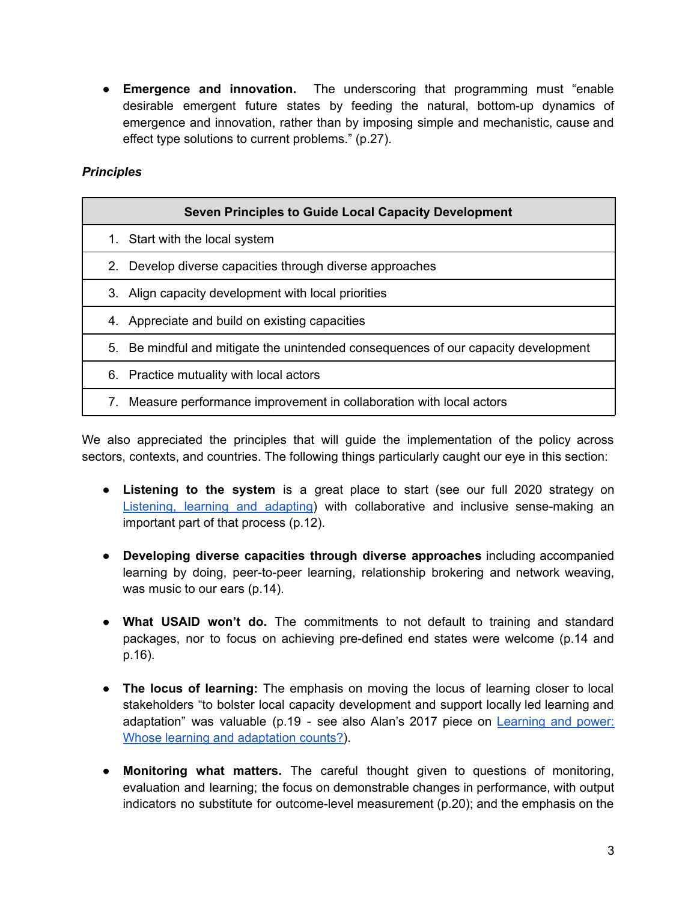- **Emergence and innovation.** The underscoring that programming must "enable desirable emergent future states by feeding the natural, bottom-up dynamics of emergence and innovation, rather than by imposing simple and mechanistic, cause and effect type solutions to current problems." (p.27).

***Principles***

| Seven Principles to Guide Local Capacity Development |
|---|
| 1. Start with the local system |
| 2. Develop diverse capacities through diverse approaches |
| 3. Align capacity development with local priorities |
| 4. Appreciate and build on existing capacities |
| 5. Be mindful and mitigate the unintended consequences of our capacity development |
| 6. Practice mutuality with local actors |
| 7. Measure performance improvement in collaboration with local actors |

We also appreciated the principles that will guide the implementation of the policy across sectors, contexts, and countries. The following things particularly caught our eye in this section:

- **Listening to the system** is a great place to start (see our full 2020 strategy on [Listening, learning and adapting]()) with collaborative and inclusive sense-making an important part of that process (p.12).

- **Developing diverse capacities through diverse approaches** including accompanied learning by doing, peer-to-peer learning, relationship brokering and network weaving, was music to our ears (p.14).

- **What USAID won't do.** The commitments to not default to training and standard packages, nor to focus on achieving pre-defined end states were welcome (p.14 and p.16).

- **The locus of learning:** The emphasis on moving the locus of learning closer to local stakeholders "to bolster local capacity development and support locally led learning and adaptation" was valuable (p.19 - see also Alan's 2017 piece on [Learning and power: Whose learning and adaptation counts?]()).

- **Monitoring what matters.** The careful thought given to questions of monitoring, evaluation and learning; the focus on demonstrable changes in performance, with output indicators no substitute for outcome-level measurement (p.20); and the emphasis on the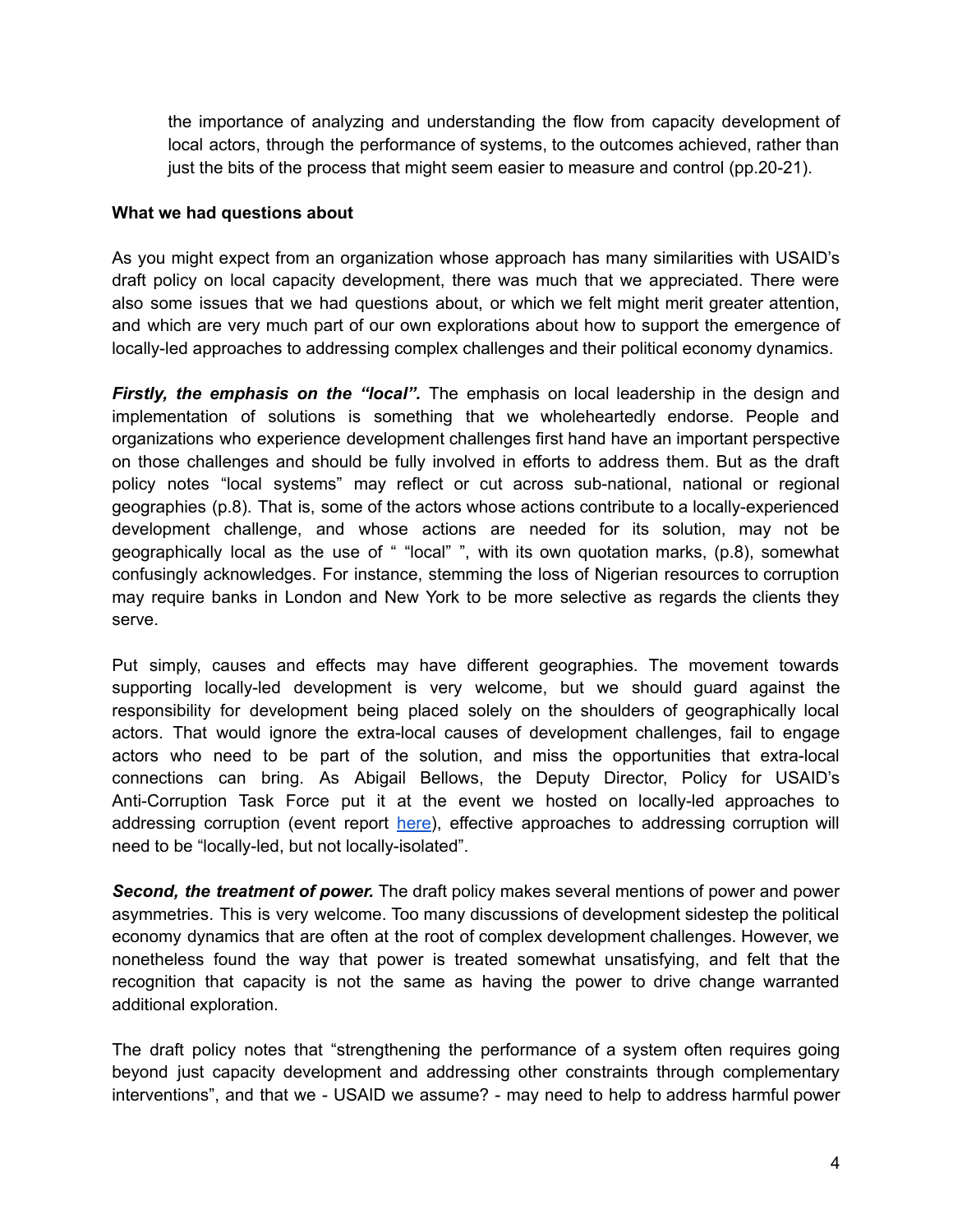the importance of analyzing and understanding the flow from capacity development of local actors, through the performance of systems, to the outcomes achieved, rather than just the bits of the process that might seem easier to measure and control (pp.20-21).

**What we had questions about**

As you might expect from an organization whose approach has many similarities with USAID's draft policy on local capacity development, there was much that we appreciated. There were also some issues that we had questions about, or which we felt might merit greater attention, and which are very much part of our own explorations about how to support the emergence of locally-led approaches to addressing complex challenges and their political economy dynamics.

***Firstly, the emphasis on the "local".*** The emphasis on local leadership in the design and implementation of solutions is something that we wholeheartedly endorse. People and organizations who experience development challenges first hand have an important perspective on those challenges and should be fully involved in efforts to address them. But as the draft policy notes "local systems" may reflect or cut across sub-national, national or regional geographies (p.8). That is, some of the actors whose actions contribute to a locally-experienced development challenge, and whose actions are needed for its solution, may not be geographically local as the use of " "local" ", with its own quotation marks, (p.8), somewhat confusingly acknowledges. For instance, stemming the loss of Nigerian resources to corruption may require banks in London and New York to be more selective as regards the clients they serve.

Put simply, causes and effects may have different geographies. The movement towards supporting locally-led development is very welcome, but we should guard against the responsibility for development being placed solely on the shoulders of geographically local actors. That would ignore the extra-local causes of development challenges, fail to engage actors who need to be part of the solution, and miss the opportunities that extra-local connections can bring. As Abigail Bellows, the Deputy Director, Policy for USAID's Anti-Corruption Task Force put it at the event we hosted on locally-led approaches to addressing corruption (event report [here]), effective approaches to addressing corruption will need to be "locally-led, but not locally-isolated".

***Second, the treatment of power.*** The draft policy makes several mentions of power and power asymmetries. This is very welcome. Too many discussions of development sidestep the political economy dynamics that are often at the root of complex development challenges. However, we nonetheless found the way that power is treated somewhat unsatisfying, and felt that the recognition that capacity is not the same as having the power to drive change warranted additional exploration.

The draft policy notes that "strengthening the performance of a system often requires going beyond just capacity development and addressing other constraints through complementary interventions", and that we - USAID we assume? - may need to help to address harmful power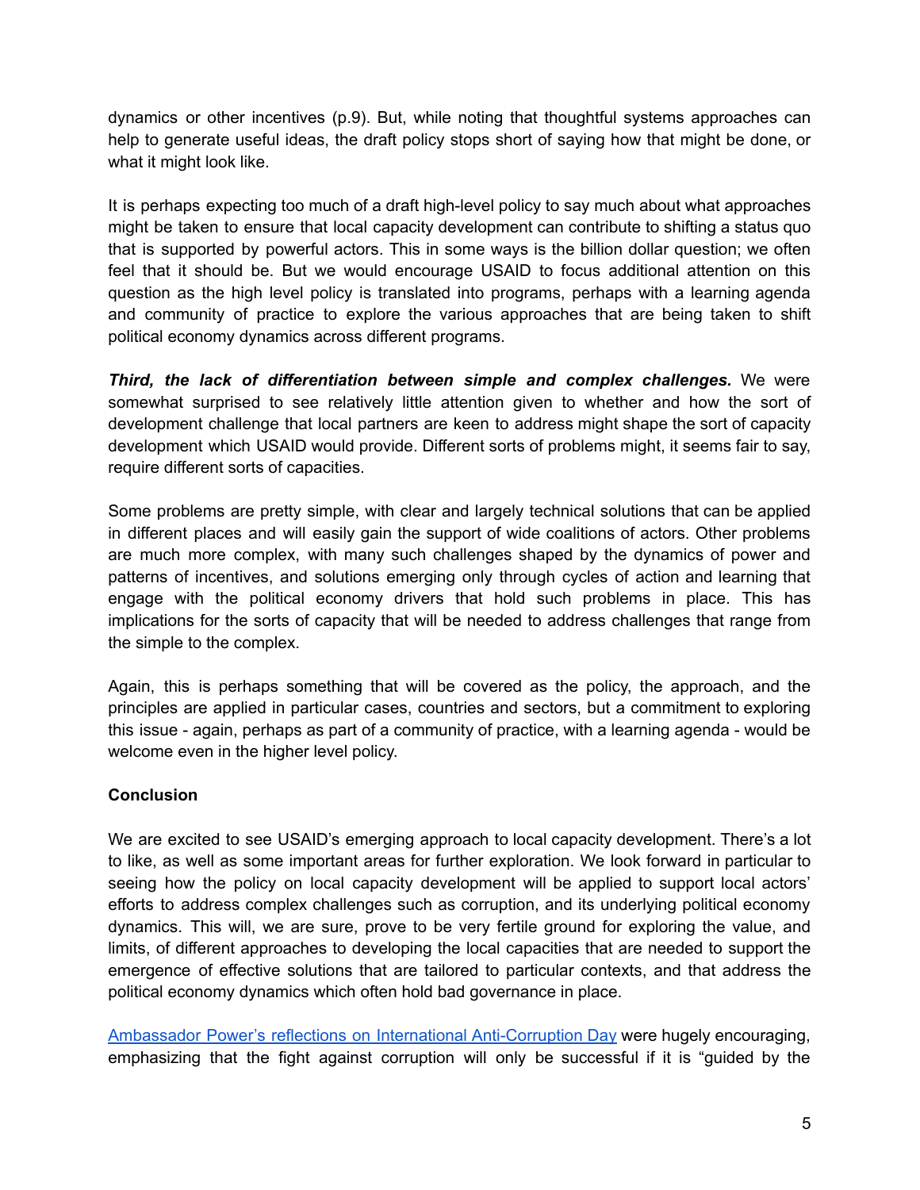dynamics or other incentives (p.9). But, while noting that thoughtful systems approaches can help to generate useful ideas, the draft policy stops short of saying how that might be done, or what it might look like.

It is perhaps expecting too much of a draft high-level policy to say much about what approaches might be taken to ensure that local capacity development can contribute to shifting a status quo that is supported by powerful actors. This in some ways is the billion dollar question; we often feel that it should be. But we would encourage USAID to focus additional attention on this question as the high level policy is translated into programs, perhaps with a learning agenda and community of practice to explore the various approaches that are being taken to shift political economy dynamics across different programs.

***Third, the lack of differentiation between simple and complex challenges.*** We were somewhat surprised to see relatively little attention given to whether and how the sort of development challenge that local partners are keen to address might shape the sort of capacity development which USAID would provide. Different sorts of problems might, it seems fair to say, require different sorts of capacities.

Some problems are pretty simple, with clear and largely technical solutions that can be applied in different places and will easily gain the support of wide coalitions of actors. Other problems are much more complex, with many such challenges shaped by the dynamics of power and patterns of incentives, and solutions emerging only through cycles of action and learning that engage with the political economy drivers that hold such problems in place. This has implications for the sorts of capacity that will be needed to address challenges that range from the simple to the complex.

Again, this is perhaps something that will be covered as the policy, the approach, and the principles are applied in particular cases, countries and sectors, but a commitment to exploring this issue - again, perhaps as part of a community of practice, with a learning agenda - would be welcome even in the higher level policy.

**Conclusion**

We are excited to see USAID's emerging approach to local capacity development. There's a lot to like, as well as some important areas for further exploration. We look forward in particular to seeing how the policy on local capacity development will be applied to support local actors' efforts to address complex challenges such as corruption, and its underlying political economy dynamics. This will, we are sure, prove to be very fertile ground for exploring the value, and limits, of different approaches to developing the local capacities that are needed to support the emergence of effective solutions that are tailored to particular contexts, and that address the political economy dynamics which often hold bad governance in place.

Ambassador Power's reflections on International Anti-Corruption Day were hugely encouraging, emphasizing that the fight against corruption will only be successful if it is "guided by the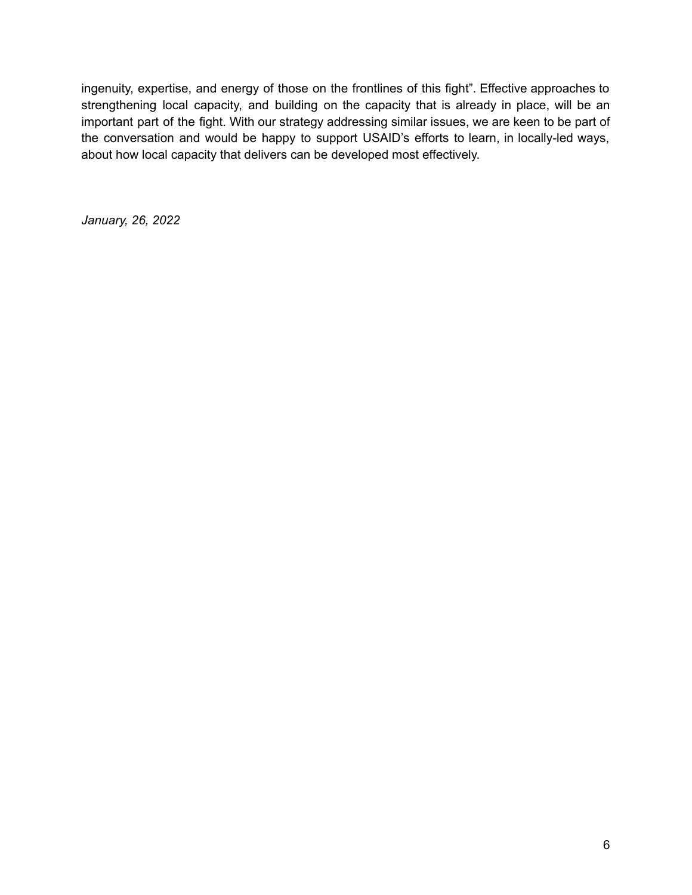ingenuity, expertise, and energy of those on the frontlines of this fight”. Effective approaches to strengthening local capacity, and building on the capacity that is already in place, will be an important part of the fight. With our strategy addressing similar issues, we are keen to be part of the conversation and would be happy to support USAID’s efforts to learn, in locally-led ways, about how local capacity that delivers can be developed most effectively.

*January, 26, 2022*